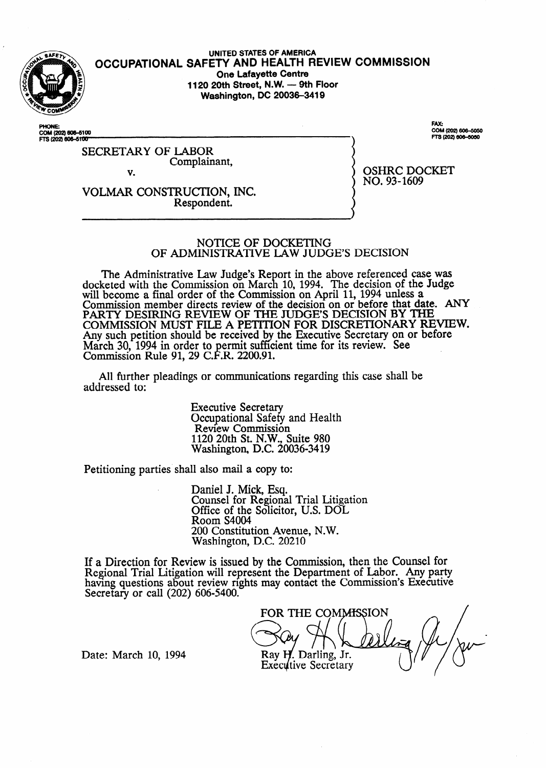UNITED STATES OF AMERICA

# OCCUPATIONAL SAFETY AND HEALTH REVIEW COMMISSION

One Lafayette Centre
1120 20th Street, N.W. — 9th Floor
Washington, DC 20036-3419

PHONE:
COM (202) 606-5100
FTS (202) 606-5100

FAX:
COM (202) 606-5050
FTS (202) 606-5050

SECRETARY OF LABOR
Complainant,

v.

VOLMAR CONSTRUCTION, INC.
Respondent.

OSHRC DOCKET
NO. 93-1609

## NOTICE OF DOCKETING
## OF ADMINISTRATIVE LAW JUDGE'S DECISION

The Administrative Law Judge's Report in the above referenced case was docketed with the Commission on March 10, 1994. The decision of the Judge will become a final order of the Commission on April 11, 1994 unless a Commission member directs review of the decision on or before that date. ANY PARTY DESIRING REVIEW OF THE JUDGE'S DECISION BY THE COMMISSION MUST FILE A PETITION FOR DISCRETIONARY REVIEW. Any such petition should be received by the Executive Secretary on or before March 30, 1994 in order to permit sufficient time for its review. See Commission Rule 91, 29 C.F.R. 2200.91.

All further pleadings or communications regarding this case shall be addressed to:

Executive Secretary
Occupational Safety and Health
Review Commission
1120 20th St. N.W., Suite 980
Washington, D.C. 20036-3419

Petitioning parties shall also mail a copy to:

Daniel J. Mick, Esq.
Counsel for Regional Trial Litigation
Office of the Solicitor, U.S. DOL
Room S4004
200 Constitution Avenue, N.W.
Washington, D.C. 20210

If a Direction for Review is issued by the Commission, then the Counsel for Regional Trial Litigation will represent the Department of Labor. Any party having questions about review rights may contact the Commission's Executive Secretary or call (202) 606-5400.

FOR THE COMMISSION

Ray H. Darling, Jr.
Executive Secretary

Date: March 10, 1994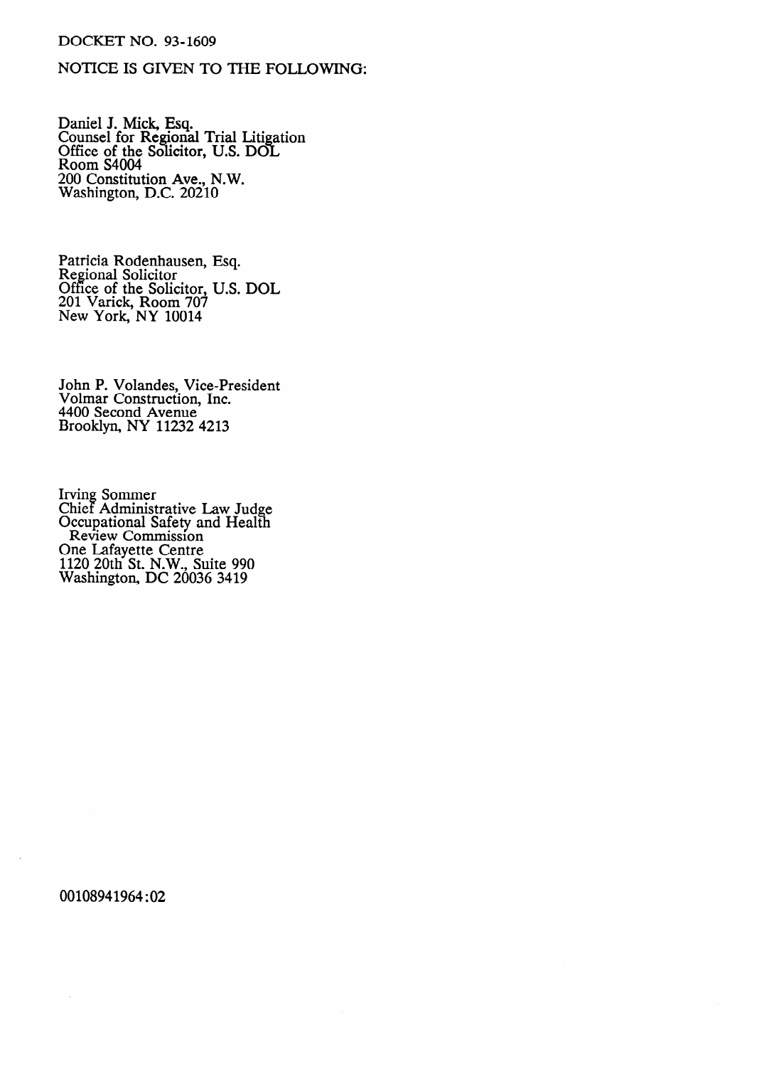DOCKET NO. 93-1609

NOTICE IS GIVEN TO THE FOLLOWING:

Daniel J. Mick, Esq.
Counsel for Regional Trial Litigation
Office of the Solicitor, U.S. DOL
Room S4004
200 Constitution Ave., N.W.
Washington, D.C. 20210

Patricia Rodenhausen, Esq.
Regional Solicitor
Office of the Solicitor, U.S. DOL
201 Varick, Room 707
New York, NY 10014

John P. Volandes, Vice-President
Volmar Construction, Inc.
4400 Second Avenue
Brooklyn, NY 11232 4213

Irving Sommer
Chief Administrative Law Judge
Occupational Safety and Health
Review Commission
One Lafayette Centre
1120 20th St. N.W., Suite 990
Washington, DC 20036 3419

00108941964:02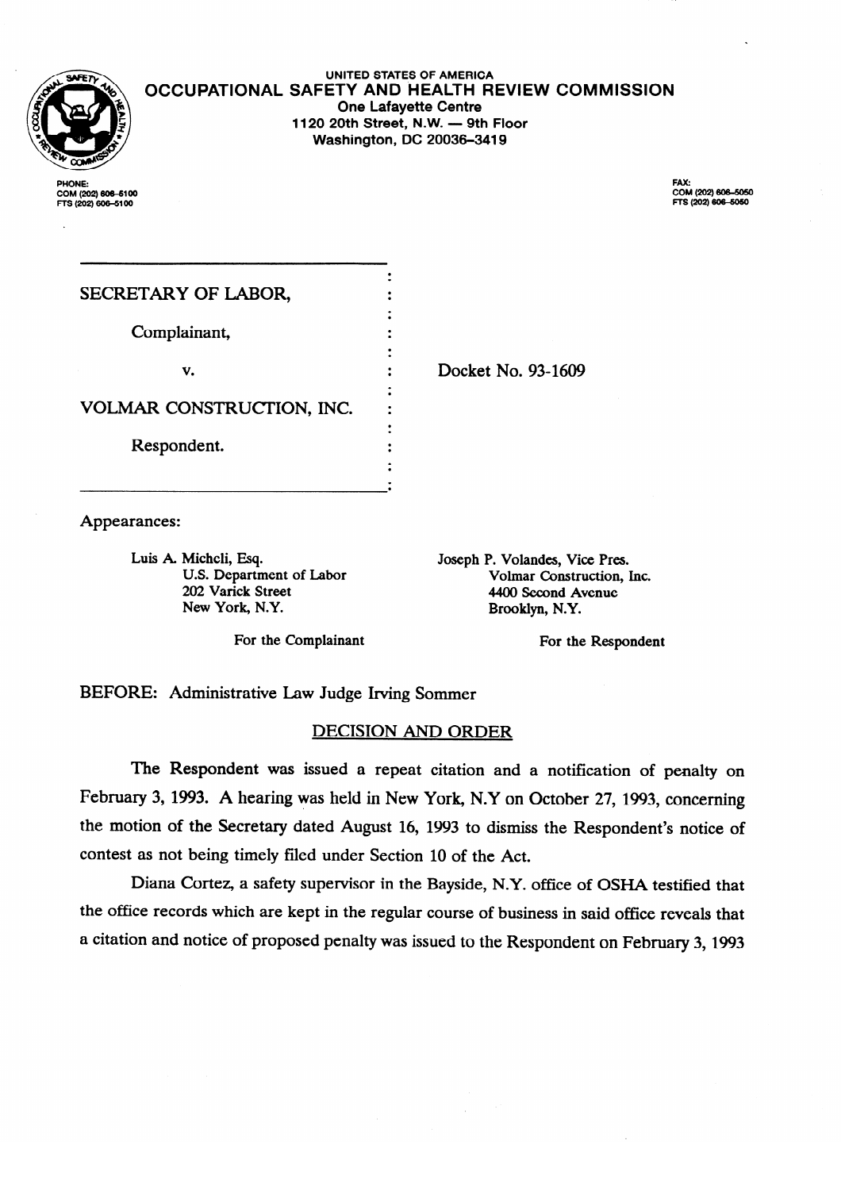UNITED STATES OF AMERICA

**OCCUPATIONAL SAFETY AND HEALTH REVIEW COMMISSION**

One Lafayette Centre
1120 20th Street, N.W. — 9th Floor
Washington, DC 20036-3419

PHONE:
COM (202) 606-5100
FTS (202) 606-5100

FAX:
COM (202) 606-5050
FTS (202) 606-5050

SECRETARY OF LABOR,

Complainant,

v.

VOLMAR CONSTRUCTION, INC.

Respondent.

Docket No. 93-1609

Appearances:

Luis A. Micheli, Esq.
U.S. Department of Labor
202 Varick Street
New York, N.Y.

For the Complainant

Joseph P. Volandes, Vice Pres.
Volmar Construction, Inc.
4400 Second Avenue
Brooklyn, N.Y.

For the Respondent

BEFORE: Administrative Law Judge Irving Sommer

## DECISION AND ORDER

The Respondent was issued a repeat citation and a notification of penalty on February 3, 1993. A hearing was held in New York, N.Y on October 27, 1993, concerning the motion of the Secretary dated August 16, 1993 to dismiss the Respondent's notice of contest as not being timely filed under Section 10 of the Act.

Diana Cortez, a safety supervisor in the Bayside, N.Y. office of OSHA testified that the office records which are kept in the regular course of business in said office reveals that a citation and notice of proposed penalty was issued to the Respondent on February 3, 1993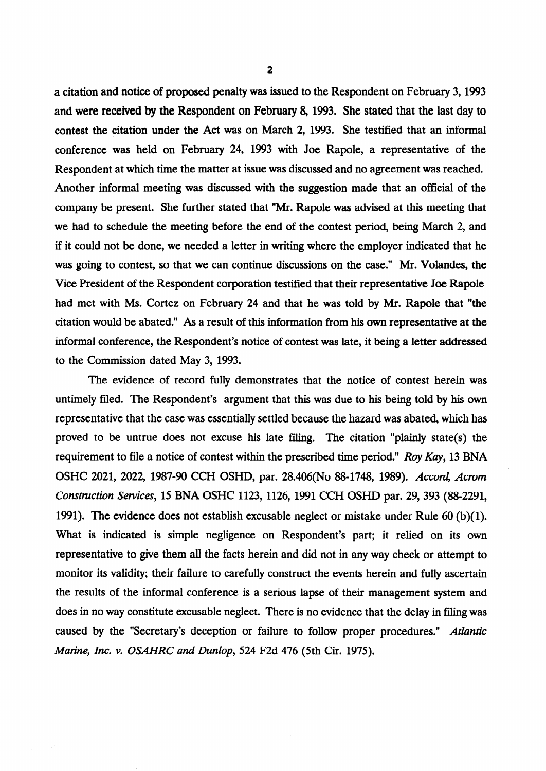a citation and notice of proposed penalty was issued to the Respondent on February 3, 1993 and were received by the Respondent on February 8, 1993. She stated that the last day to contest the citation under the Act was on March 2, 1993. She testified that an informal conference was held on February 24, 1993 with Joe Rapole, a representative of the Respondent at which time the matter at issue was discussed and no agreement was reached. Another informal meeting was discussed with the suggestion made that an official of the company be present. She further stated that "Mr. Rapole was advised at this meeting that we had to schedule the meeting before the end of the contest period, being March 2, and if it could not be done, we needed a letter in writing where the employer indicated that he was going to contest, so that we can continue discussions on the case." Mr. Volandes, the Vice President of the Respondent corporation testified that their representative Joe Rapole had met with Ms. Cortez on February 24 and that he was told by Mr. Rapole that "the citation would be abated." As a result of this information from his own representative at the informal conference, the Respondent's notice of contest was late, it being a letter addressed to the Commission dated May 3, 1993.

The evidence of record fully demonstrates that the notice of contest herein was untimely filed. The Respondent's argument that this was due to his being told by his own representative that the case was essentially settled because the hazard was abated, which has proved to be untrue does not excuse his late filing. The citation "plainly state(s) the requirement to file a notice of contest within the prescribed time period." *Roy Kay*, 13 BNA OSHC 2021, 2022, 1987-90 CCH OSHD, par. 28.406(No 88-1748, 1989). *Accord, Acrom Construction Services*, 15 BNA OSHC 1123, 1126, 1991 CCH OSHD par. 29, 393 (88-2291, 1991). The evidence does not establish excusable neglect or mistake under Rule 60 (b)(1). What is indicated is simple negligence on Respondent's part; it relied on its own representative to give them all the facts herein and did not in any way check or attempt to monitor its validity; their failure to carefully construct the events herein and fully ascertain the results of the informal conference is a serious lapse of their management system and does in no way constitute excusable neglect. There is no evidence that the delay in filing was caused by the "Secretary's deception or failure to follow proper procedures." *Atlantic Marine, Inc. v. OSAHRC and Dunlop*, 524 F2d 476 (5th Cir. 1975).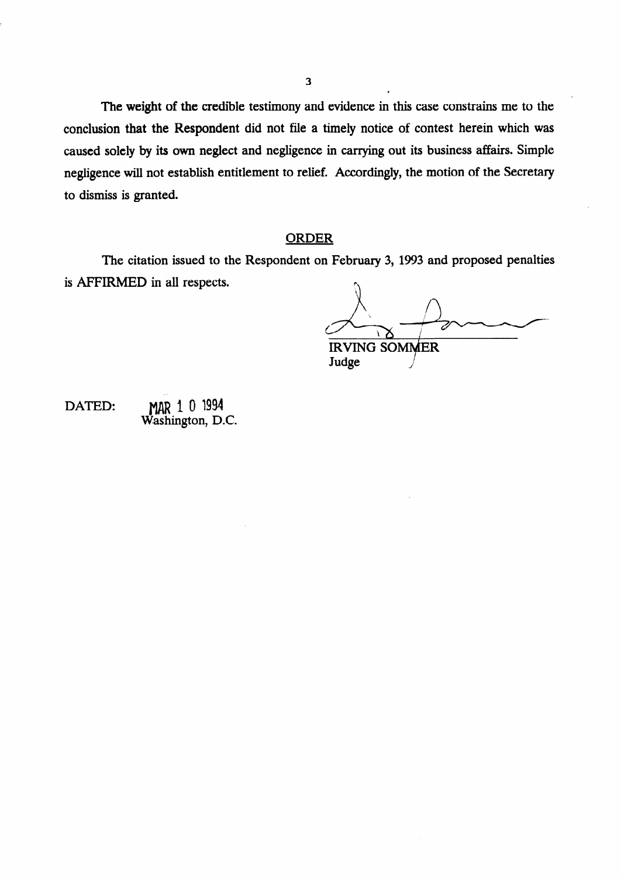The weight of the credible testimony and evidence in this case constrains me to the conclusion that the Respondent did not file a timely notice of contest herein which was caused solely by its own neglect and negligence in carrying out its business affairs. Simple negligence will not establish entitlement to relief. Accordingly, the motion of the Secretary to dismiss is granted.

## ORDER

The citation issued to the Respondent on February 3, 1993 and proposed penalties is AFFIRMED in all respects.

IRVING SOMMER
Judge

DATED: MAR 1 0 1994
Washington, D.C.